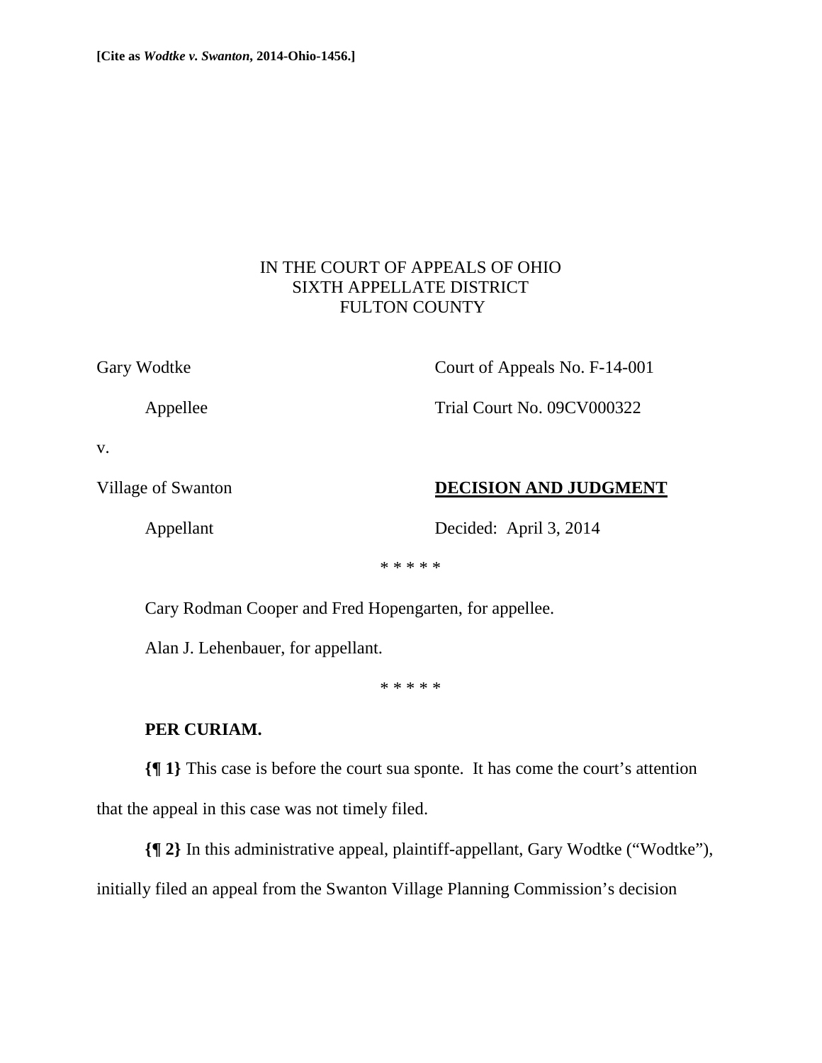**[Cite as *Wodtke v. Swanton*, 2014-Ohio-1456.]**

IN THE COURT OF APPEALS OF OHIO
SIXTH APPELLATE DISTRICT
FULTON COUNTY

Gary Wodtke

Appellee

v.

Village of Swanton

Appellant

Court of Appeals No. F-14-001

Trial Court No. 09CV000322

**DECISION AND JUDGMENT**

Decided: April 3, 2014

\* \* \* \* \*

Cary Rodman Cooper and Fred Hopengarten, for appellee.

Alan J. Lehenbauer, for appellant.

\* \* \* \* \*

**PER CURIAM.**

**{¶ 1}** This case is before the court sua sponte. It has come the court's attention that the appeal in this case was not timely filed.

**{¶ 2}** In this administrative appeal, plaintiff-appellant, Gary Wodtke ("Wodtke"), initially filed an appeal from the Swanton Village Planning Commission's decision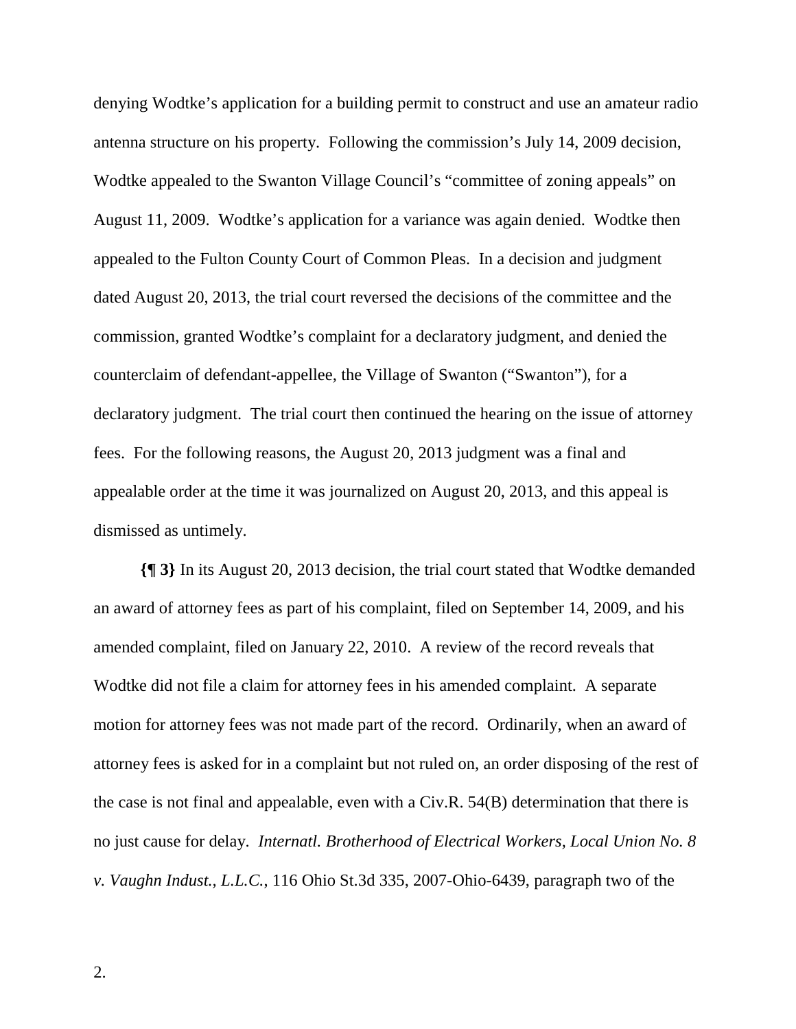denying Wodtke's application for a building permit to construct and use an amateur radio antenna structure on his property. Following the commission's July 14, 2009 decision, Wodtke appealed to the Swanton Village Council's "committee of zoning appeals" on August 11, 2009. Wodtke's application for a variance was again denied. Wodtke then appealed to the Fulton County Court of Common Pleas. In a decision and judgment dated August 20, 2013, the trial court reversed the decisions of the committee and the commission, granted Wodtke's complaint for a declaratory judgment, and denied the counterclaim of defendant-appellee, the Village of Swanton ("Swanton"), for a declaratory judgment. The trial court then continued the hearing on the issue of attorney fees. For the following reasons, the August 20, 2013 judgment was a final and appealable order at the time it was journalized on August 20, 2013, and this appeal is dismissed as untimely.

**{¶ 3}** In its August 20, 2013 decision, the trial court stated that Wodtke demanded an award of attorney fees as part of his complaint, filed on September 14, 2009, and his amended complaint, filed on January 22, 2010. A review of the record reveals that Wodtke did not file a claim for attorney fees in his amended complaint. A separate motion for attorney fees was not made part of the record. Ordinarily, when an award of attorney fees is asked for in a complaint but not ruled on, an order disposing of the rest of the case is not final and appealable, even with a Civ.R. 54(B) determination that there is no just cause for delay. *Internatl. Brotherhood of Electrical Workers, Local Union No. 8 v. Vaughn Indust., L.L.C.*, 116 Ohio St.3d 335, 2007-Ohio-6439, paragraph two of the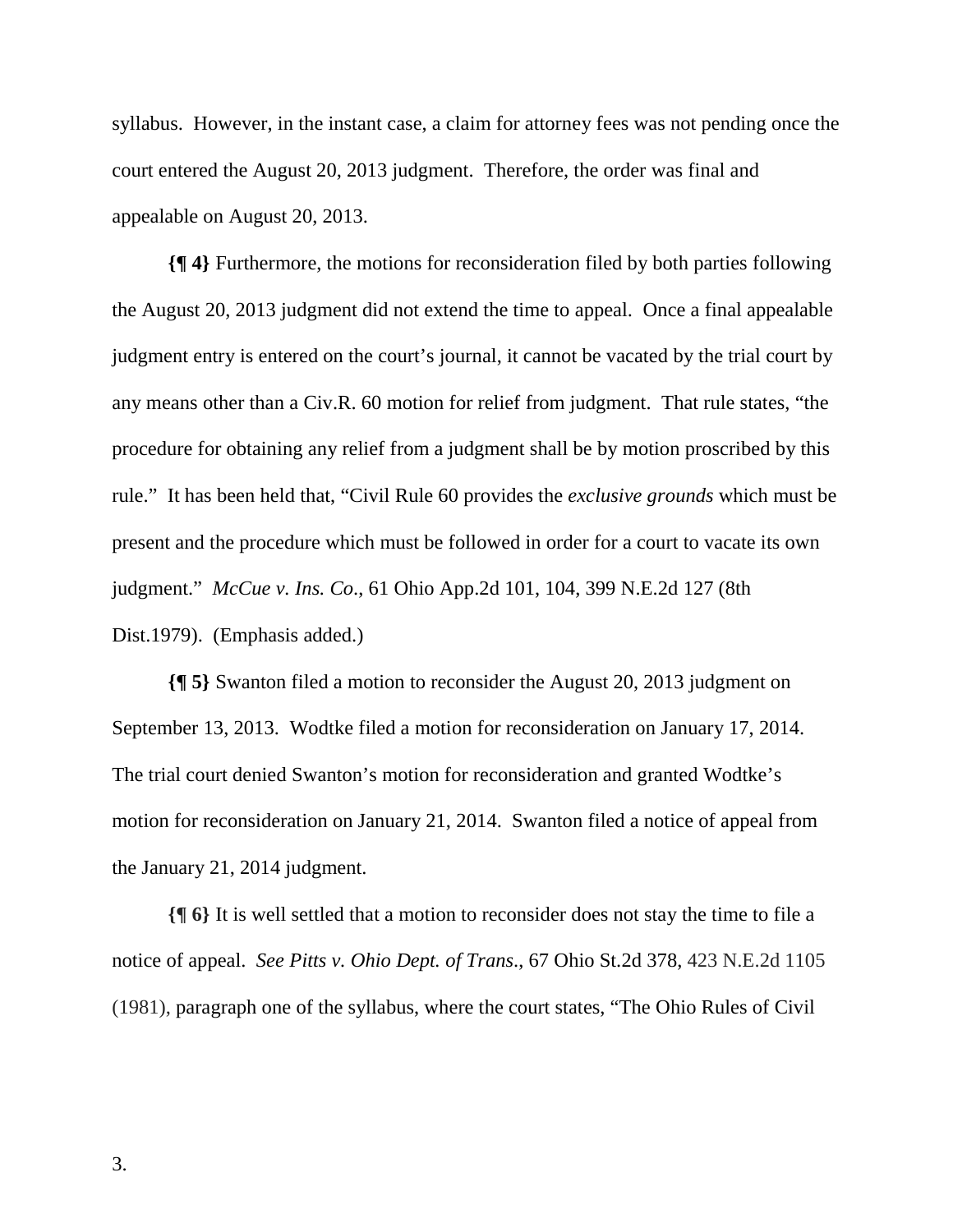syllabus. However, in the instant case, a claim for attorney fees was not pending once the court entered the August 20, 2013 judgment. Therefore, the order was final and appealable on August 20, 2013.

**{¶ 4}** Furthermore, the motions for reconsideration filed by both parties following the August 20, 2013 judgment did not extend the time to appeal. Once a final appealable judgment entry is entered on the court's journal, it cannot be vacated by the trial court by any means other than a Civ.R. 60 motion for relief from judgment. That rule states, "the procedure for obtaining any relief from a judgment shall be by motion proscribed by this rule." It has been held that, "Civil Rule 60 provides the *exclusive grounds* which must be present and the procedure which must be followed in order for a court to vacate its own judgment." *McCue v. Ins. Co*., 61 Ohio App.2d 101, 104, 399 N.E.2d 127 (8th Dist.1979). (Emphasis added.)

**{¶ 5}** Swanton filed a motion to reconsider the August 20, 2013 judgment on September 13, 2013. Wodtke filed a motion for reconsideration on January 17, 2014. The trial court denied Swanton's motion for reconsideration and granted Wodtke's motion for reconsideration on January 21, 2014. Swanton filed a notice of appeal from the January 21, 2014 judgment.

**{¶ 6}** It is well settled that a motion to reconsider does not stay the time to file a notice of appeal. *See Pitts v. Ohio Dept. of Trans*., 67 Ohio St.2d 378, 423 N.E.2d 1105 (1981), paragraph one of the syllabus, where the court states, "The Ohio Rules of Civil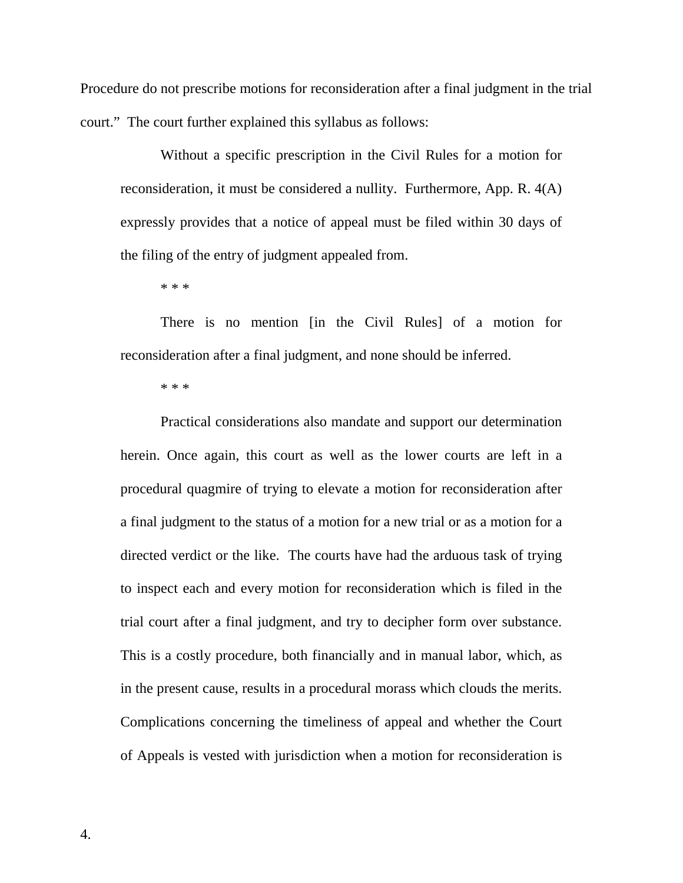Procedure do not prescribe motions for reconsideration after a final judgment in the trial court." The court further explained this syllabus as follows:

> Without a specific prescription in the Civil Rules for a motion for reconsideration, it must be considered a nullity. Furthermore, App. R. 4(A) expressly provides that a notice of appeal must be filed within 30 days of the filing of the entry of judgment appealed from.
>
> * * *
>
> There is no mention [in the Civil Rules] of a motion for reconsideration after a final judgment, and none should be inferred.
>
> * * *
>
> Practical considerations also mandate and support our determination herein. Once again, this court as well as the lower courts are left in a procedural quagmire of trying to elevate a motion for reconsideration after a final judgment to the status of a motion for a new trial or as a motion for a directed verdict or the like. The courts have had the arduous task of trying to inspect each and every motion for reconsideration which is filed in the trial court after a final judgment, and try to decipher form over substance. This is a costly procedure, both financially and in manual labor, which, as in the present cause, results in a procedural morass which clouds the merits. Complications concerning the timeliness of appeal and whether the Court of Appeals is vested with jurisdiction when a motion for reconsideration is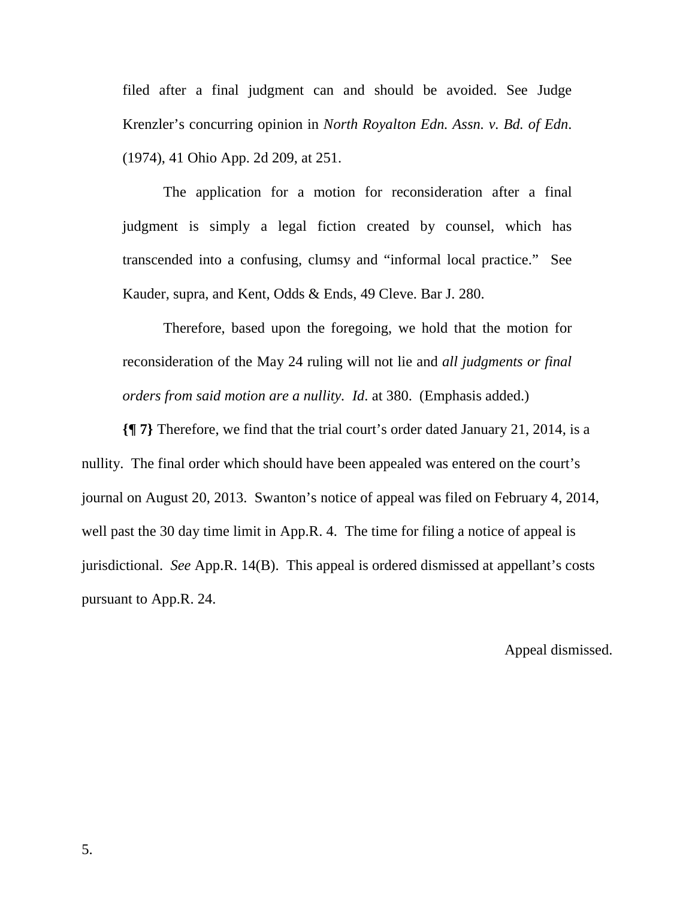> filed after a final judgment can and should be avoided. See Judge Krenzler's concurring opinion in *North Royalton Edn. Assn. v. Bd. of Edn*. (1974), 41 Ohio App. 2d 209, at 251.
>
> The application for a motion for reconsideration after a final judgment is simply a legal fiction created by counsel, which has transcended into a confusing, clumsy and "informal local practice." See Kauder, supra, and Kent, Odds & Ends, 49 Cleve. Bar J. 280.
>
> Therefore, based upon the foregoing, we hold that the motion for reconsideration of the May 24 ruling will not lie and *all judgments or final orders from said motion are a nullity. Id*. at 380. (Emphasis added.)

**{¶ 7}** Therefore, we find that the trial court's order dated January 21, 2014, is a nullity. The final order which should have been appealed was entered on the court's journal on August 20, 2013. Swanton's notice of appeal was filed on February 4, 2014, well past the 30 day time limit in App.R. 4. The time for filing a notice of appeal is jurisdictional. *See* App.R. 14(B). This appeal is ordered dismissed at appellant's costs pursuant to App.R. 24.

Appeal dismissed.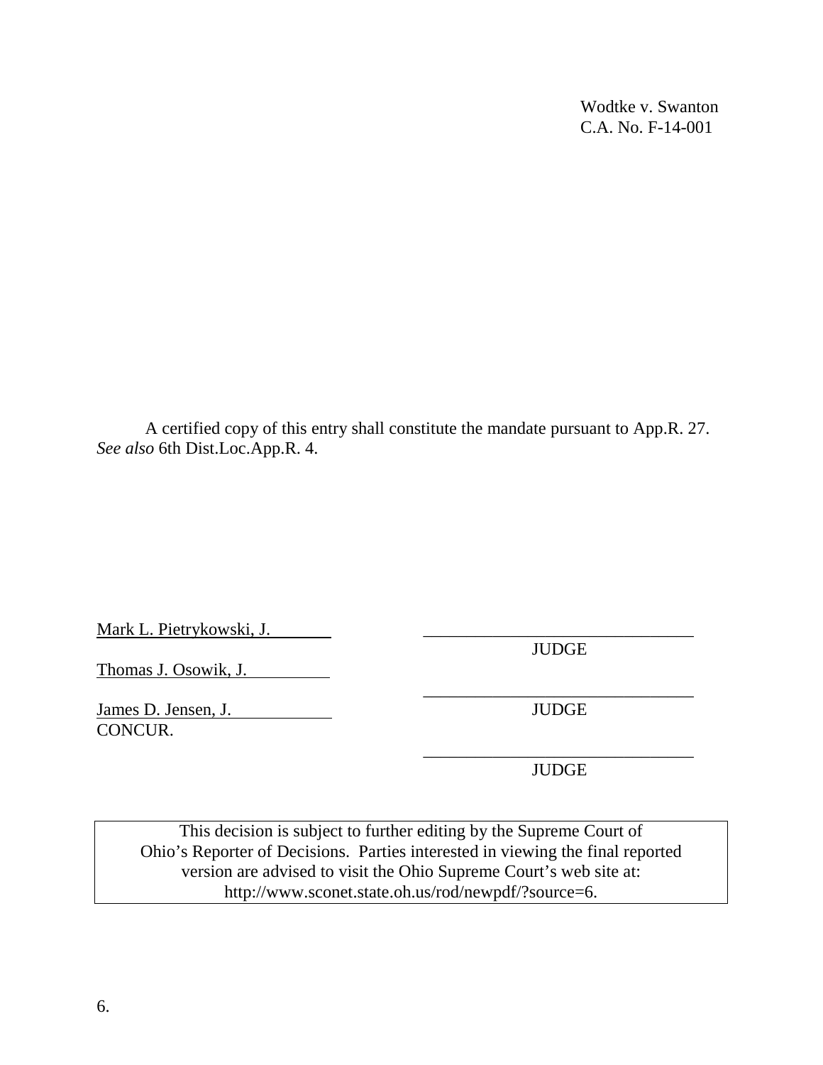A certified copy of this entry shall constitute the mandate pursuant to App.R. 27. *See also* 6th Dist.Loc.App.R. 4.

| | |
|---|---|
| Mark L. Pietrykowski, J. | _______________________________ JUDGE |
| Thomas J. Osowik, J. | _______________________________ JUDGE |
| James D. Jensen, J. CONCUR. | _______________________________ JUDGE |

This decision is subject to further editing by the Supreme Court of Ohio's Reporter of Decisions. Parties interested in viewing the final reported version are advised to visit the Ohio Supreme Court's web site at: http://www.sconet.state.oh.us/rod/newpdf/?source=6.